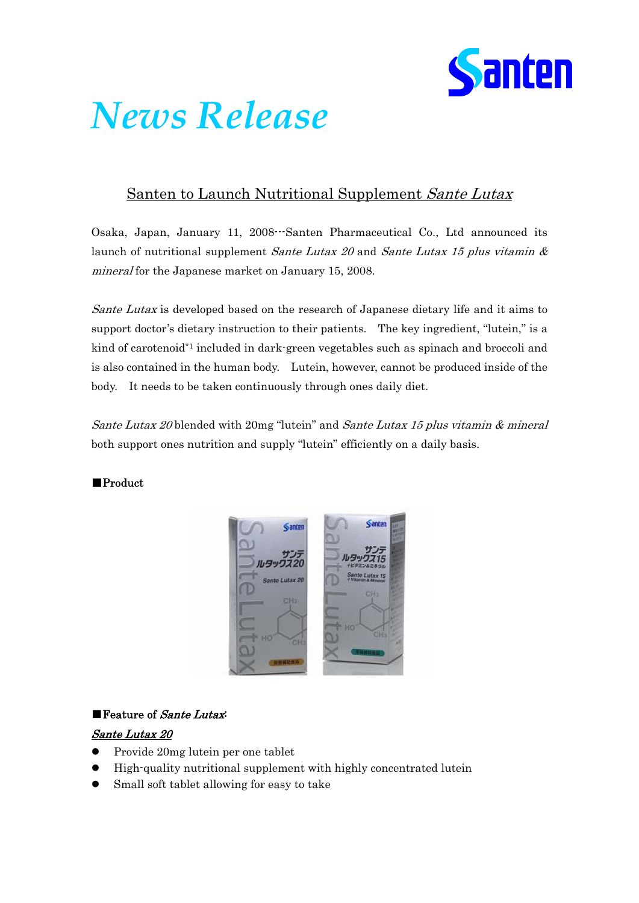Santen

# *News Release*

## Santen to Launch Nutritional Supplement *Sante Lutax*

Osaka, Japan, January 11, 2008---Santen Pharmaceutical Co., Ltd announced its launch of nutritional supplement *Sante Lutax 20* and *Sante Lutax 15 plus vitamin & mineral* for the Japanese market on January 15, 2008.

*Sante Lutax* is developed based on the research of Japanese dietary life and it aims to support doctor's dietary instruction to their patients. The key ingredient, "lutein," is a kind of carotenoid*1 included in dark-green vegetables such as spinach and broccoli and is also contained in the human body. Lutein, however, cannot be produced inside of the body. It needs to be taken continuously through ones daily diet.

*Sante Lutax 20* blended with 20mg "lutein" and *Sante Lutax 15 plus vitamin & mineral* both support ones nutrition and supply "lutein" efficiently on a daily basis.

■Product

■Feature of *Sante Lutax*:

***Sante Lutax 20***

- Provide 20mg lutein per one tablet
- High-quality nutritional supplement with highly concentrated lutein
- Small soft tablet allowing for easy to take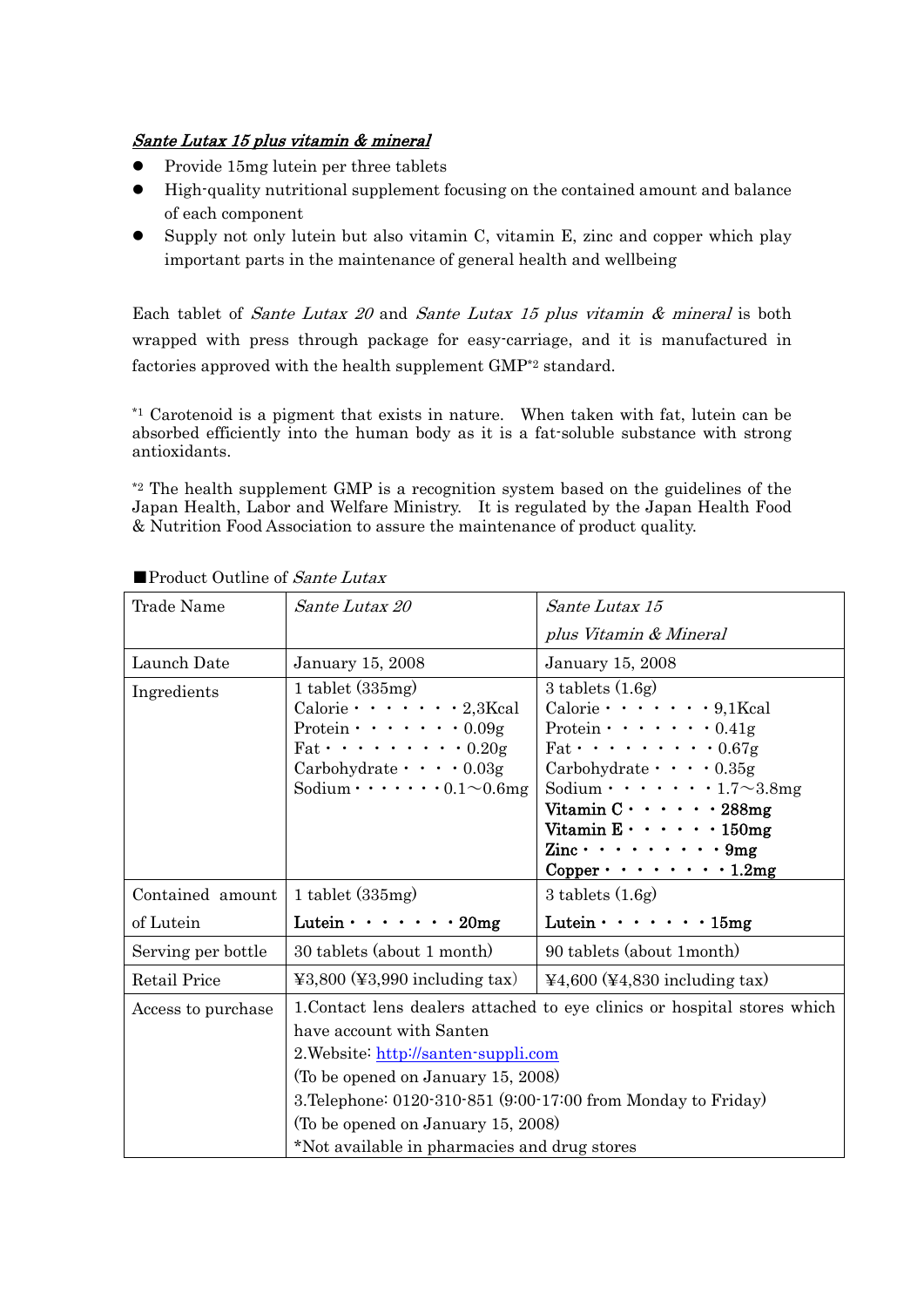***Sante Lutax 15 plus vitamin & mineral***

- Provide 15mg lutein per three tablets
- High-quality nutritional supplement focusing on the contained amount and balance of each component
- Supply not only lutein but also vitamin C, vitamin E, zinc and copper which play important parts in the maintenance of general health and wellbeing

Each tablet of *Sante Lutax 20* and *Sante Lutax 15 plus vitamin & mineral* is both wrapped with press through package for easy-carriage, and it is manufactured in factories approved with the health supplement GMP[*2] standard.

[*1] Carotenoid is a pigment that exists in nature. When taken with fat, lutein can be absorbed efficiently into the human body as it is a fat-soluble substance with strong antioxidants.

[*2] The health supplement GMP is a recognition system based on the guidelines of the Japan Health, Labor and Welfare Ministry. It is regulated by the Japan Health Food & Nutrition Food Association to assure the maintenance of product quality.

■Product Outline of *Sante Lutax*

| Trade Name | *Sante Lutax 20* | *Sante Lutax 15 plus Vitamin & Mineral* |
|---|---|---|
| Launch Date | January 15, 2008 | January 15, 2008 |
| Ingredients | 1 tablet (335mg)<br>Calorie・・・・・・・2,3Kcal<br>Protein・・・・・・・0.09g<br>Fat・・・・・・・・・・0.20g<br>Carbohydrate・・・・0.03g<br>Sodium・・・・・・・0.1～0.6mg | 3 tablets (1.6g)<br>Calorie・・・・・・・9,1Kcal<br>Protein・・・・・・・0.41g<br>Fat・・・・・・・・・・0.67g<br>Carbohydrate・・・・0.35g<br>Sodium・・・・・・・1.7～3.8mg<br>**Vitamin C・・・・・・288mg**<br>**Vitamin E・・・・・・150mg**<br>**Zinc・・・・・・・・・9mg**<br>**Copper・・・・・・・・1.2mg** |
| Contained amount of Lutein | 1 tablet (335mg)<br>**Lutein・・・・・・・20mg** | 3 tablets (1.6g)<br>**Lutein・・・・・・・15mg** |
| Serving per bottle | 30 tablets (about 1 month) | 90 tablets (about 1month) |
| Retail Price | ¥3,800 (¥3,990 including tax) | ¥4,600 (¥4,830 including tax) |
| Access to purchase | 1.Contact lens dealers attached to eye clinics or hospital stores which have account with Santen<br>2.Website: http://santen-suppli.com<br>(To be opened on January 15, 2008)<br>3.Telephone: 0120-310-851 (9:00-17:00 from Monday to Friday)<br>(To be opened on January 15, 2008)<br>*Not available in pharmacies and drug stores | |